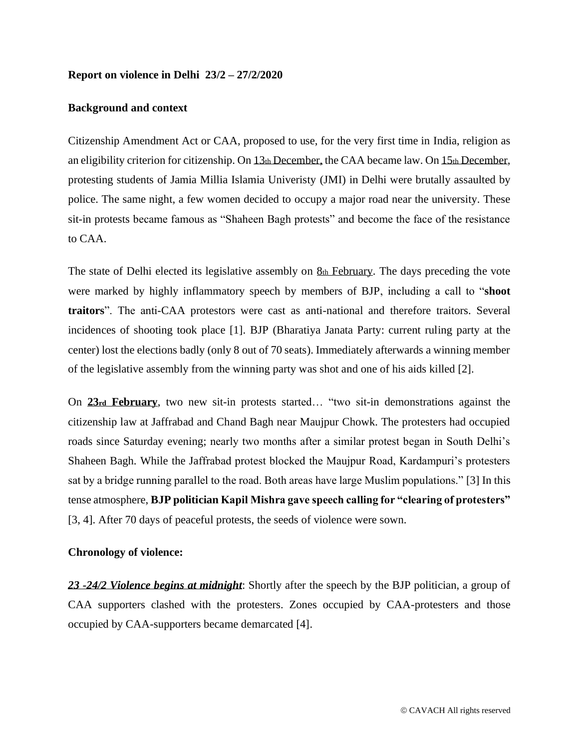**Report on violence in Delhi 23/2 – 27/2/2020**

**Background and context**

Citizenship Amendment Act or CAA, proposed to use, for the very first time in India, religion as an eligibility criterion for citizenship. On 13th December, the CAA became law. On 15th December, protesting students of Jamia Millia Islamia Univeristy (JMI) in Delhi were brutally assaulted by police. The same night, a few women decided to occupy a major road near the university. These sit-in protests became famous as "Shaheen Bagh protests" and become the face of the resistance to CAA.

The state of Delhi elected its legislative assembly on 8th February. The days preceding the vote were marked by highly inflammatory speech by members of BJP, including a call to "**shoot traitors**". The anti-CAA protestors were cast as anti-national and therefore traitors. Several incidences of shooting took place [1]. BJP (Bharatiya Janata Party: current ruling party at the center) lost the elections badly (only 8 out of 70 seats). Immediately afterwards a winning member of the legislative assembly from the winning party was shot and one of his aids killed [2].

On **23rd February**, two new sit-in protests started… "two sit-in demonstrations against the citizenship law at Jaffrabad and Chand Bagh near Maujpur Chowk. The protesters had occupied roads since Saturday evening; nearly two months after a similar protest began in South Delhi's Shaheen Bagh. While the Jaffrabad protest blocked the Maujpur Road, Kardampuri's protesters sat by a bridge running parallel to the road. Both areas have large Muslim populations." [3] In this tense atmosphere, **BJP politician Kapil Mishra gave speech calling for "clearing of protesters"** [3, 4]. After 70 days of peaceful protests, the seeds of violence were sown.

**Chronology of violence:**

***23 -24/2 Violence begins at midnight***: Shortly after the speech by the BJP politician, a group of CAA supporters clashed with the protesters. Zones occupied by CAA-protesters and those occupied by CAA-supporters became demarcated [4].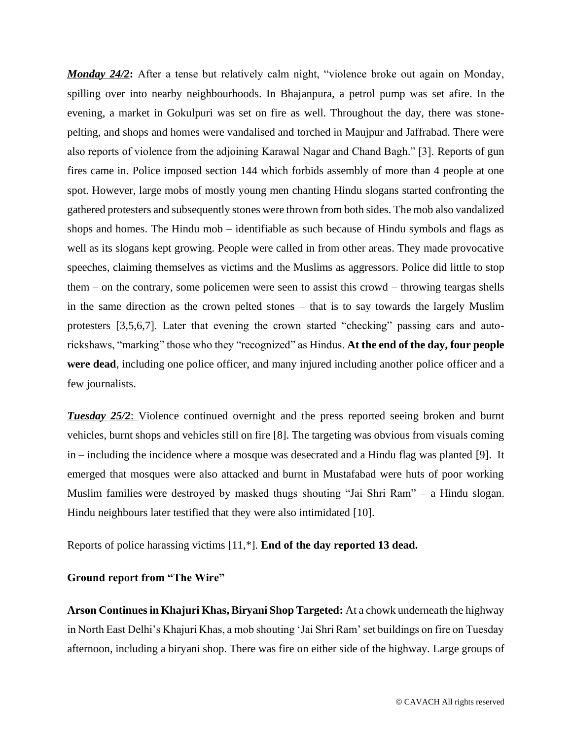***Monday 24/2*:** After a tense but relatively calm night, "violence broke out again on Monday, spilling over into nearby neighbourhoods. In Bhajanpura, a petrol pump was set afire. In the evening, a market in Gokulpuri was set on fire as well. Throughout the day, there was stone-pelting, and shops and homes were vandalised and torched in Maujpur and Jaffrabad. There were also reports of violence from the adjoining Karawal Nagar and Chand Bagh." [3]. Reports of gun fires came in. Police imposed section 144 which forbids assembly of more than 4 people at one spot. However, large mobs of mostly young men chanting Hindu slogans started confronting the gathered protesters and subsequently stones were thrown from both sides. The mob also vandalized shops and homes. The Hindu mob – identifiable as such because of Hindu symbols and flags as well as its slogans kept growing. People were called in from other areas. They made provocative speeches, claiming themselves as victims and the Muslims as aggressors. Police did little to stop them – on the contrary, some policemen were seen to assist this crowd – throwing teargas shells in the same direction as the crown pelted stones – that is to say towards the largely Muslim protesters [3,5,6,7]. Later that evening the crown started "checking" passing cars and auto-rickshaws, "marking" those who they "recognized" as Hindus. **At the end of the day, four people were dead**, including one police officer, and many injured including another police officer and a few journalists.

***Tuesday 25/2*:** Violence continued overnight and the press reported seeing broken and burnt vehicles, burnt shops and vehicles still on fire [8]. The targeting was obvious from visuals coming in – including the incidence where a mosque was desecrated and a Hindu flag was planted [9]. It emerged that mosques were also attacked and burnt in Mustafabad were huts of poor working Muslim families were destroyed by masked thugs shouting "Jai Shri Ram" – a Hindu slogan. Hindu neighbours later testified that they were also intimidated [10].

Reports of police harassing victims [11,*]. **End of the day reported 13 dead.**

**Ground report from "The Wire"**

**Arson Continues in Khajuri Khas, Biryani Shop Targeted:** At a chowk underneath the highway in North East Delhi's Khajuri Khas, a mob shouting 'Jai Shri Ram' set buildings on fire on Tuesday afternoon, including a biryani shop. There was fire on either side of the highway. Large groups of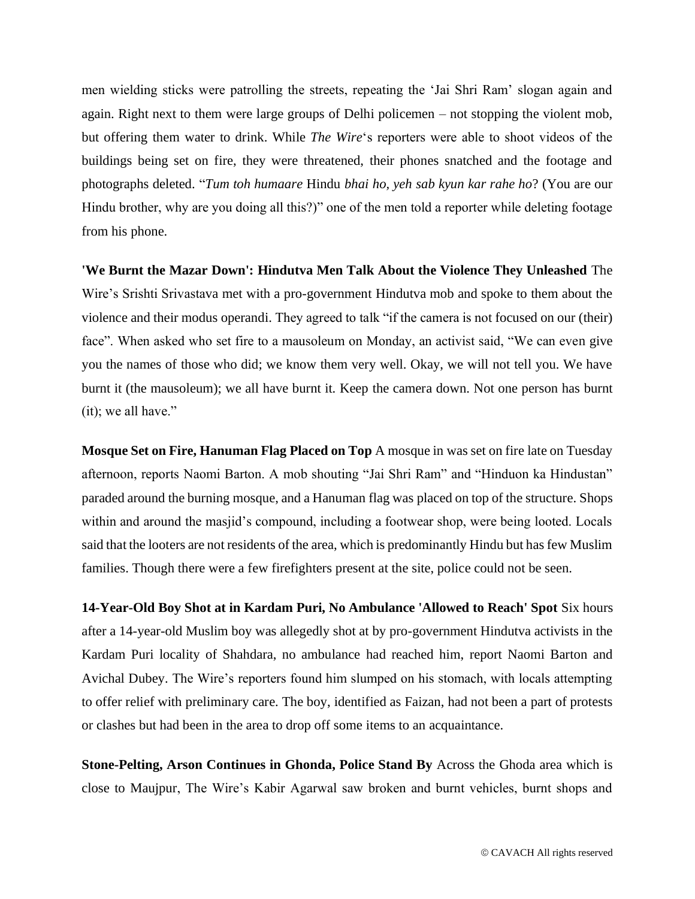men wielding sticks were patrolling the streets, repeating the 'Jai Shri Ram' slogan again and again. Right next to them were large groups of Delhi policemen – not stopping the violent mob, but offering them water to drink. While *The Wire*'s reporters were able to shoot videos of the buildings being set on fire, they were threatened, their phones snatched and the footage and photographs deleted. "*Tum toh humaare* Hindu *bhai ho, yeh sab kyun kar rahe ho*? (You are our Hindu brother, why are you doing all this?)" one of the men told a reporter while deleting footage from his phone.

**'We Burnt the Mazar Down': Hindutva Men Talk About the Violence They Unleashed** The Wire's Srishti Srivastava met with a pro-government Hindutva mob and spoke to them about the violence and their modus operandi. They agreed to talk "if the camera is not focused on our (their) face". When asked who set fire to a mausoleum on Monday, an activist said, "We can even give you the names of those who did; we know them very well. Okay, we will not tell you. We have burnt it (the mausoleum); we all have burnt it. Keep the camera down. Not one person has burnt (it); we all have."

**Mosque Set on Fire, Hanuman Flag Placed on Top** A mosque in was set on fire late on Tuesday afternoon, reports Naomi Barton. A mob shouting "Jai Shri Ram" and "Hinduon ka Hindustan" paraded around the burning mosque, and a Hanuman flag was placed on top of the structure. Shops within and around the masjid's compound, including a footwear shop, were being looted. Locals said that the looters are not residents of the area, which is predominantly Hindu but has few Muslim families. Though there were a few firefighters present at the site, police could not be seen.

**14-Year-Old Boy Shot at in Kardam Puri, No Ambulance 'Allowed to Reach' Spot** Six hours after a 14-year-old Muslim boy was allegedly shot at by pro-government Hindutva activists in the Kardam Puri locality of Shahdara, no ambulance had reached him, report Naomi Barton and Avichal Dubey. The Wire's reporters found him slumped on his stomach, with locals attempting to offer relief with preliminary care. The boy, identified as Faizan, had not been a part of protests or clashes but had been in the area to drop off some items to an acquaintance.

**Stone-Pelting, Arson Continues in Ghonda, Police Stand By** Across the Ghoda area which is close to Maujpur, The Wire's Kabir Agarwal saw broken and burnt vehicles, burnt shops and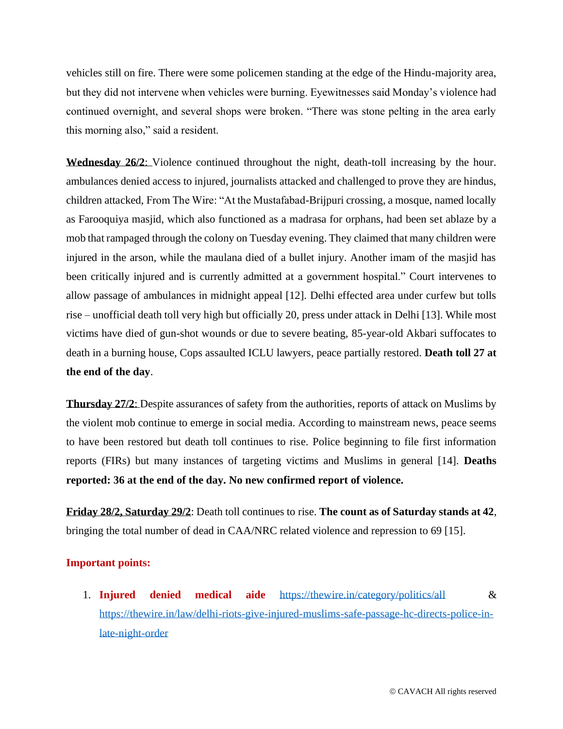vehicles still on fire. There were some policemen standing at the edge of the Hindu-majority area, but they did not intervene when vehicles were burning. Eyewitnesses said Monday's violence had continued overnight, and several shops were broken. "There was stone pelting in the area early this morning also," said a resident.

**Wednesday 26/2**: Violence continued throughout the night, death-toll increasing by the hour. ambulances denied access to injured, journalists attacked and challenged to prove they are hindus, children attacked, From The Wire: "At the Mustafabad-Brijpuri crossing, a mosque, named locally as Farooquiya masjid, which also functioned as a madrasa for orphans, had been set ablaze by a mob that rampaged through the colony on Tuesday evening. They claimed that many children were injured in the arson, while the maulana died of a bullet injury. Another imam of the masjid has been critically injured and is currently admitted at a government hospital." Court intervenes to allow passage of ambulances in midnight appeal [12]. Delhi effected area under curfew but tolls rise – unofficial death toll very high but officially 20, press under attack in Delhi [13]. While most victims have died of gun-shot wounds or due to severe beating, 85-year-old Akbari suffocates to death in a burning house, Cops assaulted ICLU lawyers, peace partially restored. **Death toll 27 at the end of the day**.

**Thursday 27/2**: Despite assurances of safety from the authorities, reports of attack on Muslims by the violent mob continue to emerge in social media. According to mainstream news, peace seems to have been restored but death toll continues to rise. Police beginning to file first information reports (FIRs) but many instances of targeting victims and Muslims in general [14]. **Deaths reported: 36 at the end of the day. No new confirmed report of violence.**

**Friday 28/2, Saturday 29/2**: Death toll continues to rise. **The count as of Saturday stands at 42**, bringing the total number of dead in CAA/NRC related violence and repression to 69 [15].

**Important points:**

1. **Injured denied medical aide** https://thewire.in/category/politics/all & https://thewire.in/law/delhi-riots-give-injured-muslims-safe-passage-hc-directs-police-in-late-night-order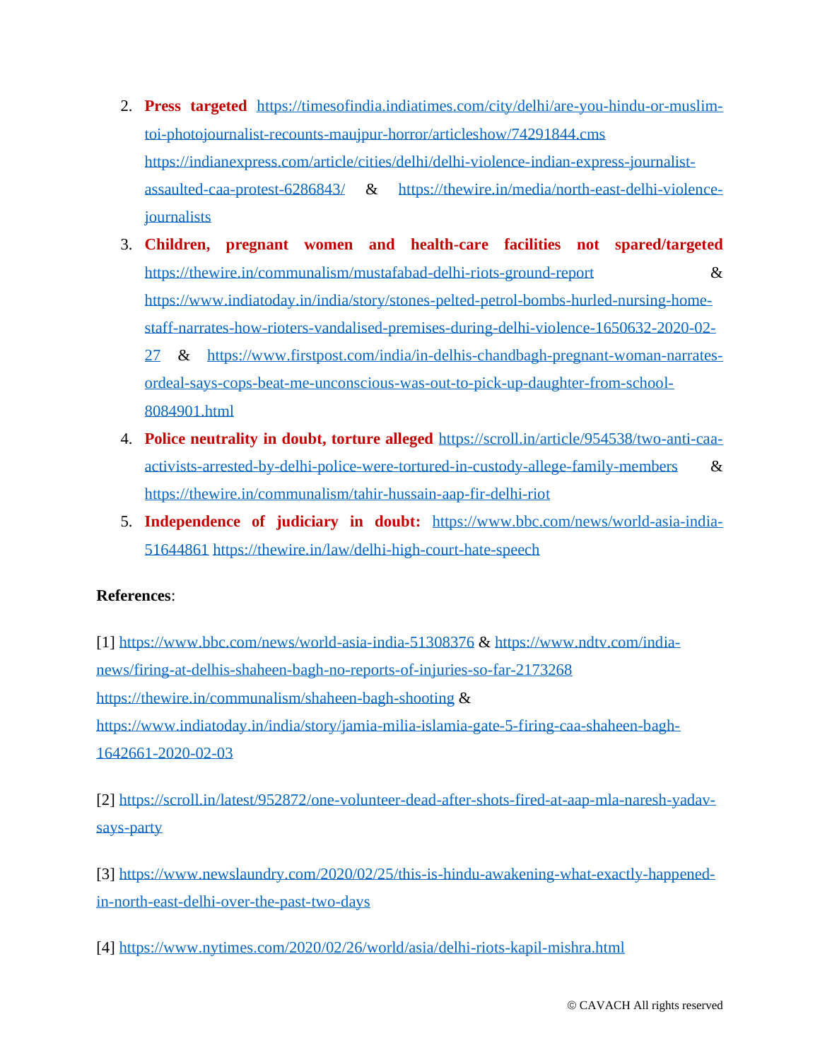2. **Press targeted** https://timesofindia.indiatimes.com/city/delhi/are-you-hindu-or-muslim-toi-photojournalist-recounts-maujpur-horror/articleshow/74291844.cms https://indianexpress.com/article/cities/delhi/delhi-violence-indian-express-journalist-assaulted-caa-protest-6286843/ & https://thewire.in/media/north-east-delhi-violence-journalists
3. **Children, pregnant women and health-care facilities not spared/targeted** https://thewire.in/communalism/mustafabad-delhi-riots-ground-report & https://www.indiatoday.in/india/story/stones-pelted-petrol-bombs-hurled-nursing-home-staff-narrates-how-rioters-vandalised-premises-during-delhi-violence-1650632-2020-02-27 & https://www.firstpost.com/india/in-delhis-chandbagh-pregnant-woman-narrates-ordeal-says-cops-beat-me-unconscious-was-out-to-pick-up-daughter-from-school-8084901.html
4. **Police neutrality in doubt, torture alleged** https://scroll.in/article/954538/two-anti-caa-activists-arrested-by-delhi-police-were-tortured-in-custody-allege-family-members & https://thewire.in/communalism/tahir-hussain-aap-fir-delhi-riot
5. **Independence of judiciary in doubt:** https://www.bbc.com/news/world-asia-india-51644861 https://thewire.in/law/delhi-high-court-hate-speech

**References**:

[1] https://www.bbc.com/news/world-asia-india-51308376 & https://www.ndtv.com/india-news/firing-at-delhis-shaheen-bagh-no-reports-of-injuries-so-far-2173268 https://thewire.in/communalism/shaheen-bagh-shooting & https://www.indiatoday.in/india/story/jamia-milia-islamia-gate-5-firing-caa-shaheen-bagh-1642661-2020-02-03

[2] https://scroll.in/latest/952872/one-volunteer-dead-after-shots-fired-at-aap-mla-naresh-yadav-says-party

[3] https://www.newslaundry.com/2020/02/25/this-is-hindu-awakening-what-exactly-happened-in-north-east-delhi-over-the-past-two-days

[4] https://www.nytimes.com/2020/02/26/world/asia/delhi-riots-kapil-mishra.html

© CAVACH All rights reserved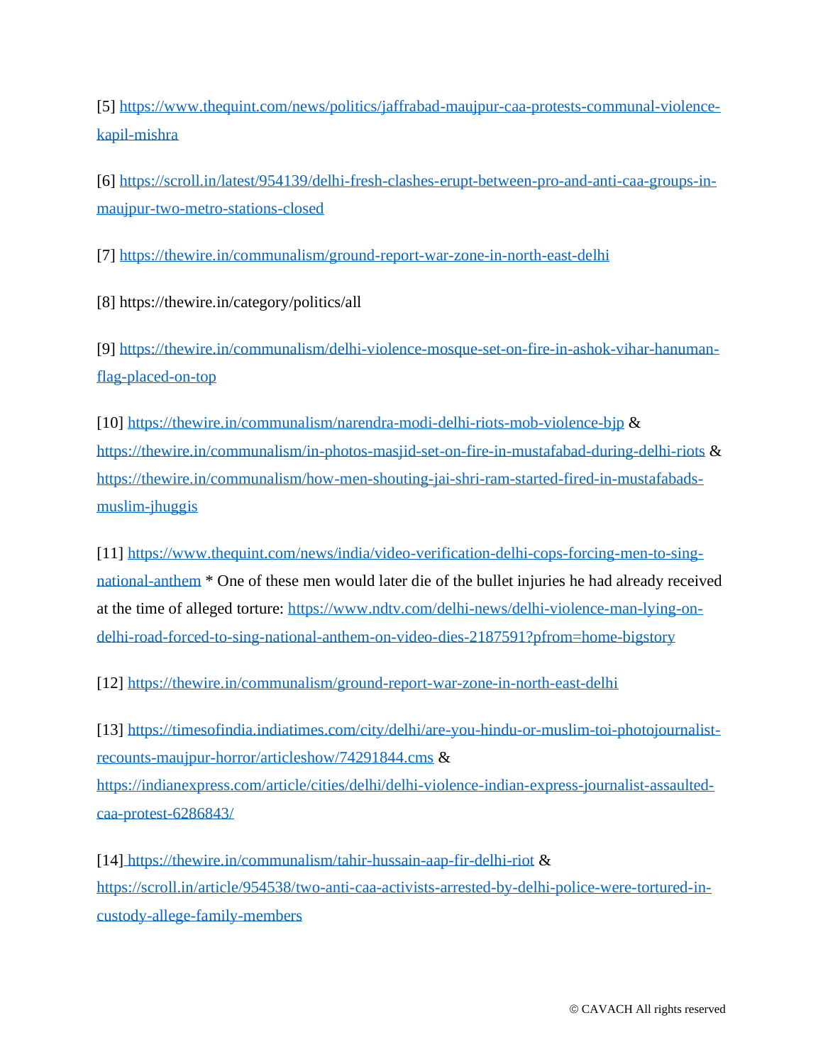[5] https://www.thequint.com/news/politics/jaffrabad-maujpur-caa-protests-communal-violence-kapil-mishra

[6] https://scroll.in/latest/954139/delhi-fresh-clashes-erupt-between-pro-and-anti-caa-groups-in-maujpur-two-metro-stations-closed

[7] https://thewire.in/communalism/ground-report-war-zone-in-north-east-delhi

[8] https://thewire.in/category/politics/all

[9] https://thewire.in/communalism/delhi-violence-mosque-set-on-fire-in-ashok-vihar-hanuman-flag-placed-on-top

[10] https://thewire.in/communalism/narendra-modi-delhi-riots-mob-violence-bjp & https://thewire.in/communalism/in-photos-masjid-set-on-fire-in-mustafabad-during-delhi-riots & https://thewire.in/communalism/how-men-shouting-jai-shri-ram-started-fired-in-mustafabads-muslim-jhuggis

[11] https://www.thequint.com/news/india/video-verification-delhi-cops-forcing-men-to-sing-national-anthem * One of these men would later die of the bullet injuries he had already received at the time of alleged torture: https://www.ndtv.com/delhi-news/delhi-violence-man-lying-on-delhi-road-forced-to-sing-national-anthem-on-video-dies-2187591?pfrom=home-bigstory

[12] https://thewire.in/communalism/ground-report-war-zone-in-north-east-delhi

[13] https://timesofindia.indiatimes.com/city/delhi/are-you-hindu-or-muslim-toi-photojournalist-recounts-maujpur-horror/articleshow/74291844.cms & https://indianexpress.com/article/cities/delhi/delhi-violence-indian-express-journalist-assaulted-caa-protest-6286843/

[14] https://thewire.in/communalism/tahir-hussain-aap-fir-delhi-riot & https://scroll.in/article/954538/two-anti-caa-activists-arrested-by-delhi-police-were-tortured-in-custody-allege-family-members

© CAVACH All rights reserved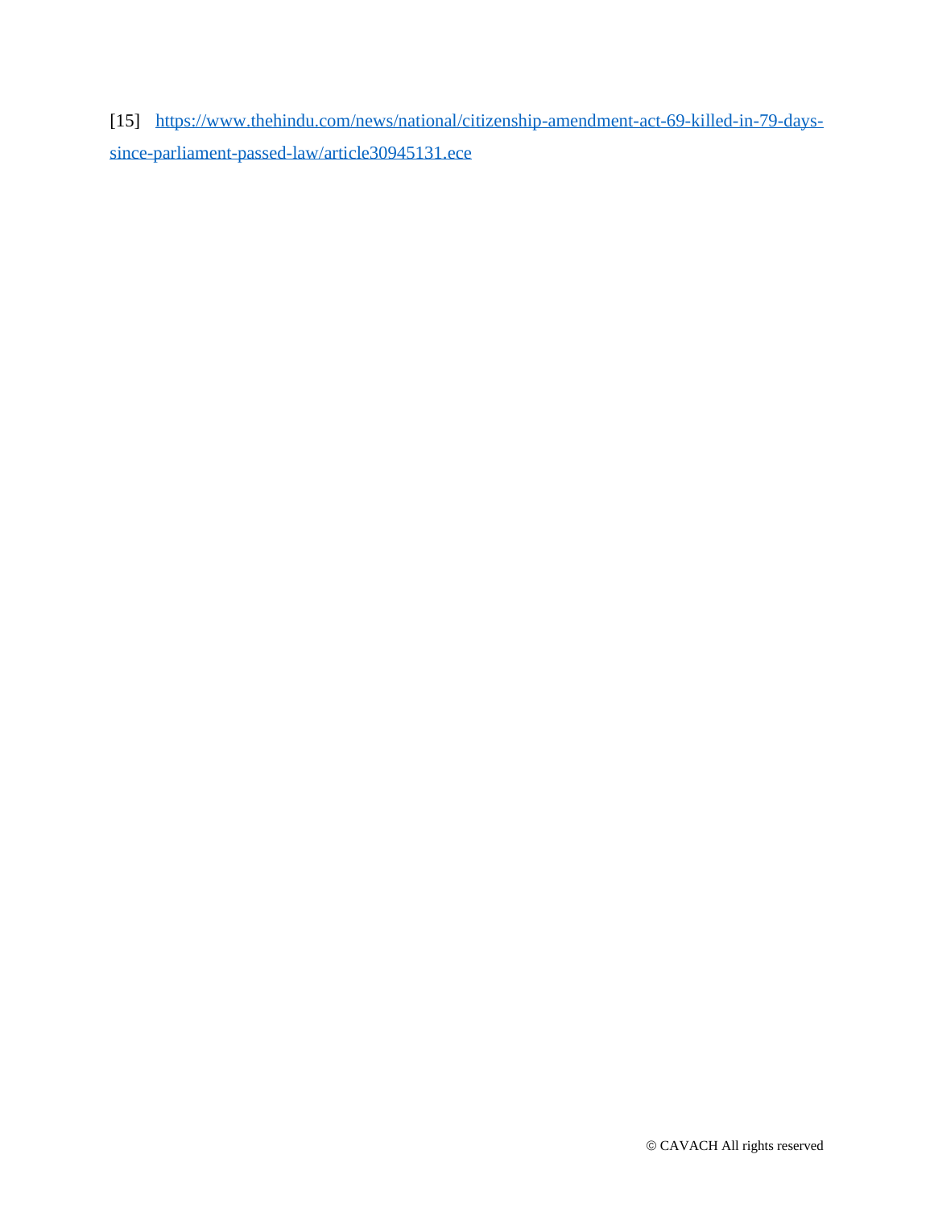[15] [https://www.thehindu.com/news/national/citizenship-amendment-act-69-killed-in-79-days-since-parliament-passed-law/article30945131.ece](https://www.thehindu.com/news/national/citizenship-amendment-act-69-killed-in-79-days-since-parliament-passed-law/article30945131.ece)

© CAVACH All rights reserved